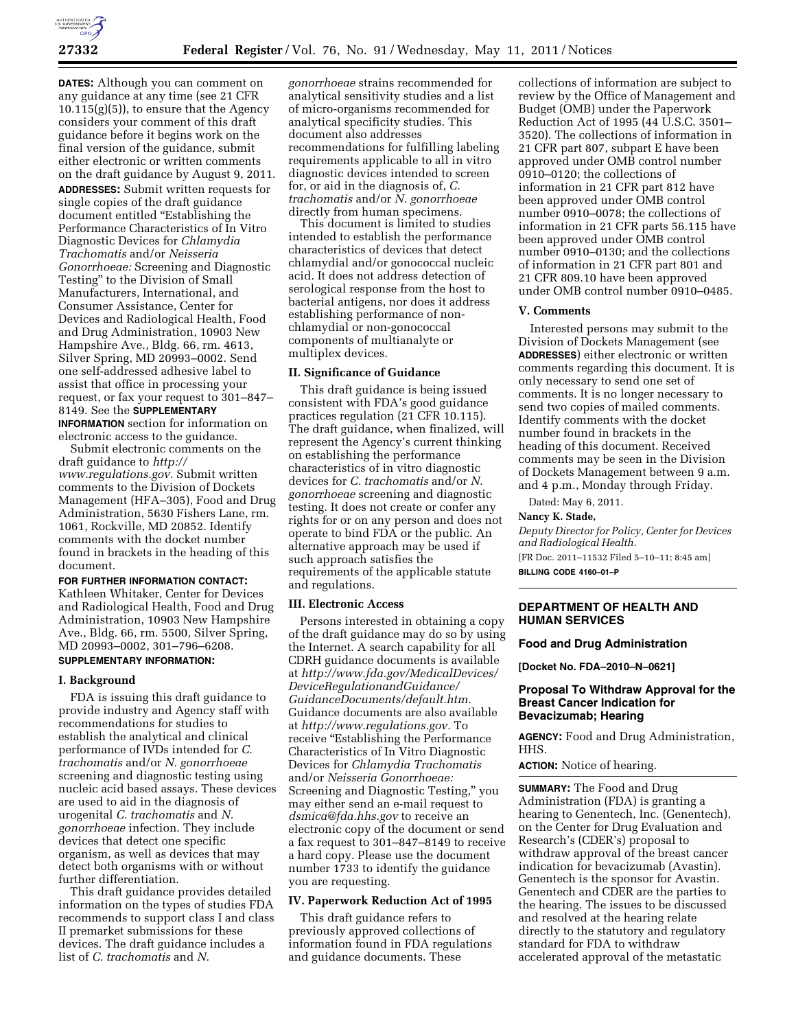**DATES:** Although you can comment on any guidance at any time (see 21 CFR 10.115(g)(5)), to ensure that the Agency considers your comment of this draft guidance before it begins work on the final version of the guidance, submit either electronic or written comments on the draft guidance by August 9, 2011.

**ADDRESSES:** Submit written requests for single copies of the draft guidance document entitled "Establishing the Performance Characteristics of In Vitro Diagnostic Devices for *Chlamydia Trachomatis* and/or *Neisseria Gonorrhoeae:* Screening and Diagnostic Testing" to the Division of Small Manufacturers, International, and Consumer Assistance, Center for Devices and Radiological Health, Food and Drug Administration, 10903 New Hampshire Ave., Bldg. 66, rm. 4613, Silver Spring, MD 20993–0002. Send one self-addressed adhesive label to assist that office in processing your request, or fax your request to 301–847–8149. See the **SUPPLEMENTARY INFORMATION** section for information on electronic access to the guidance.

Submit electronic comments on the draft guidance to *http://www.regulations.gov.* Submit written comments to the Division of Dockets Management (HFA–305), Food and Drug Administration, 5630 Fishers Lane, rm. 1061, Rockville, MD 20852. Identify comments with the docket number found in brackets in the heading of this document.

**FOR FURTHER INFORMATION CONTACT:** Kathleen Whitaker, Center for Devices and Radiological Health, Food and Drug Administration, 10903 New Hampshire Ave., Bldg. 66, rm. 5500, Silver Spring, MD 20993–0002, 301–796–6208.

**SUPPLEMENTARY INFORMATION:**

## I. Background

FDA is issuing this draft guidance to provide industry and Agency staff with recommendations for studies to establish the analytical and clinical performance of IVDs intended for *C. trachomatis* and/or *N. gonorrhoeae* screening and diagnostic testing using nucleic acid based assays. These devices are used to aid in the diagnosis of urogenital *C. trachomatis* and *N. gonorrhoeae* infection. They include devices that detect one specific organism, as well as devices that may detect both organisms with or without further differentiation.

This draft guidance provides detailed information on the types of studies FDA recommends to support class I and class II premarket submissions for these devices. The draft guidance includes a list of *C. trachomatis* and *N. gonorrhoeae* strains recommended for analytical sensitivity studies and a list of micro-organisms recommended for analytical specificity studies. This document also addresses recommendations for fulfilling labeling requirements applicable to all in vitro diagnostic devices intended to screen for, or aid in the diagnosis of, *C. trachomatis* and/or *N. gonorrhoeae* directly from human specimens.

This document is limited to studies intended to establish the performance characteristics of devices that detect chlamydial and/or gonococcal nucleic acid. It does not address detection of serological response from the host to bacterial antigens, nor does it address establishing performance of non-chlamydial or non-gonococcal components of multianalyte or multiplex devices.

## II. Significance of Guidance

This draft guidance is being issued consistent with FDA's good guidance practices regulation (21 CFR 10.115). The draft guidance, when finalized, will represent the Agency's current thinking on establishing the performance characteristics of in vitro diagnostic devices for *C. trachomatis* and/or *N. gonorrhoeae* screening and diagnostic testing. It does not create or confer any rights for or on any person and does not operate to bind FDA or the public. An alternative approach may be used if such approach satisfies the requirements of the applicable statute and regulations.

## III. Electronic Access

Persons interested in obtaining a copy of the draft guidance may do so by using the Internet. A search capability for all CDRH guidance documents is available at *http://www.fda.gov/MedicalDevices/DeviceRegulationandGuidance/GuidanceDocuments/default.htm.* Guidance documents are also available at *http://www.regulations.gov.* To receive "Establishing the Performance Characteristics of In Vitro Diagnostic Devices for *Chlamydia Trachomatis* and/or *Neisseria Gonorrhoeae:* Screening and Diagnostic Testing," you may either send an e-mail request to *dsmica@fda.hhs.gov* to receive an electronic copy of the document or send a fax request to 301–847–8149 to receive a hard copy. Please use the document number 1733 to identify the guidance you are requesting.

## IV. Paperwork Reduction Act of 1995

This draft guidance refers to previously approved collections of information found in FDA regulations and guidance documents. These collections of information are subject to review by the Office of Management and Budget (OMB) under the Paperwork Reduction Act of 1995 (44 U.S.C. 3501–3520). The collections of information in 21 CFR part 807, subpart E have been approved under OMB control number 0910–0120; the collections of information in 21 CFR part 812 have been approved under OMB control number 0910–0078; the collections of information in 21 CFR parts 56.115 have been approved under OMB control number 0910–0130; and the collections of information in 21 CFR part 801 and 21 CFR 809.10 have been approved under OMB control number 0910–0485.

## V. Comments

Interested persons may submit to the Division of Dockets Management (see **ADDRESSES**) either electronic or written comments regarding this document. It is only necessary to send one set of comments. It is no longer necessary to send two copies of mailed comments. Identify comments with the docket number found in brackets in the heading of this document. Received comments may be seen in the Division of Dockets Management between 9 a.m. and 4 p.m., Monday through Friday.

Dated: May 6, 2011.

**Nancy K. Stade,**

*Deputy Director for Policy, Center for Devices and Radiological Health.*

[FR Doc. 2011–11532 Filed 5–10–11; 8:45 am]

**BILLING CODE 4160–01–P**

---

# DEPARTMENT OF HEALTH AND HUMAN SERVICES

## Food and Drug Administration

**[Docket No. FDA–2010–N–0621]**

## Proposal To Withdraw Approval for the Breast Cancer Indication for Bevacizumab; Hearing

**AGENCY:** Food and Drug Administration, HHS.

**ACTION:** Notice of hearing.

**SUMMARY:** The Food and Drug Administration (FDA) is granting a hearing to Genentech, Inc. (Genentech), on the Center for Drug Evaluation and Research's (CDER's) proposal to withdraw approval of the breast cancer indication for bevacizumab (Avastin). Genentech is the sponsor for Avastin. Genentech and CDER are the parties to the hearing. The issues to be discussed and resolved at the hearing relate directly to the statutory and regulatory standard for FDA to withdraw accelerated approval of the metastatic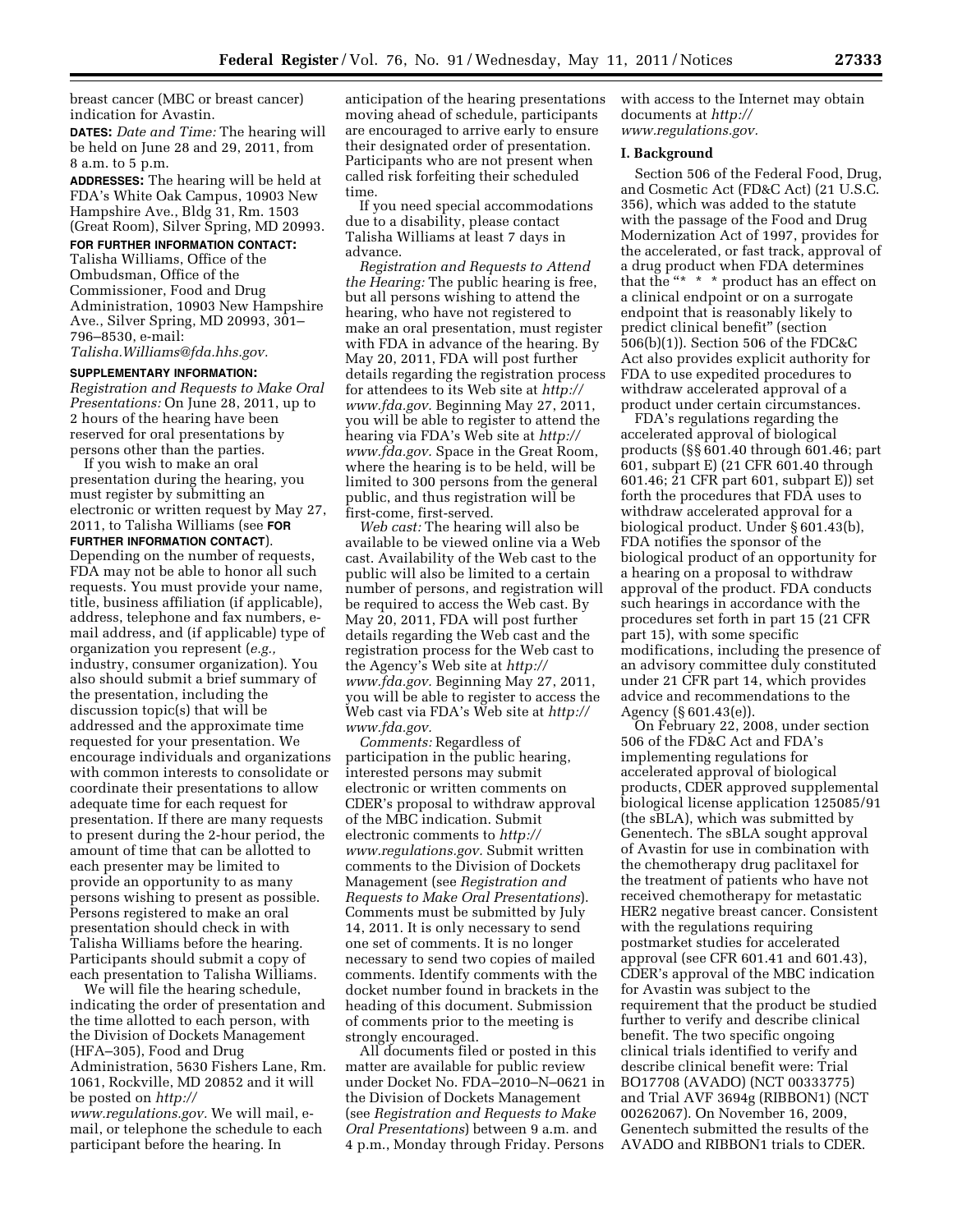breast cancer (MBC or breast cancer) indication for Avastin.

**DATES:** *Date and Time:* The hearing will be held on June 28 and 29, 2011, from 8 a.m. to 5 p.m.

**ADDRESSES:** The hearing will be held at FDA's White Oak Campus, 10903 New Hampshire Ave., Bldg 31, Rm. 1503 (Great Room), Silver Spring, MD 20993.

**FOR FURTHER INFORMATION CONTACT:** Talisha Williams, Office of the Ombudsman, Office of the Commissioner, Food and Drug Administration, 10903 New Hampshire Ave., Silver Spring, MD 20993, 301–796–8530, e-mail: *Talisha.Williams@fda.hhs.gov.*

**SUPPLEMENTARY INFORMATION:**

*Registration and Requests to Make Oral Presentations:* On June 28, 2011, up to 2 hours of the hearing have been reserved for oral presentations by persons other than the parties.

If you wish to make an oral presentation during the hearing, you must register by submitting an electronic or written request by May 27, 2011, to Talisha Williams (see **FOR FURTHER INFORMATION CONTACT**). Depending on the number of requests, FDA may not be able to honor all such requests. You must provide your name, title, business affiliation (if applicable), address, telephone and fax numbers, e-mail address, and (if applicable) type of organization you represent (*e.g.,* industry, consumer organization). You also should submit a brief summary of the presentation, including the discussion topic(s) that will be addressed and the approximate time requested for your presentation. We encourage individuals and organizations with common interests to consolidate or coordinate their presentations to allow adequate time for each request for presentation. If there are many requests to present during the 2-hour period, the amount of time that can be allotted to each presenter may be limited to provide an opportunity to as many persons wishing to present as possible. Persons registered to make an oral presentation should check in with Talisha Williams before the hearing. Participants should submit a copy of each presentation to Talisha Williams.

We will file the hearing schedule, indicating the order of presentation and the time allotted to each person, with the Division of Dockets Management (HFA–305), Food and Drug Administration, 5630 Fishers Lane, Rm. 1061, Rockville, MD 20852 and it will be posted on *http://www.regulations.gov.* We will mail, e-mail, or telephone the schedule to each participant before the hearing. In anticipation of the hearing presentations moving ahead of schedule, participants are encouraged to arrive early to ensure their designated order of presentation. Participants who are not present when called risk forfeiting their scheduled time.

If you need special accommodations due to a disability, please contact Talisha Williams at least 7 days in advance.

*Registration and Requests to Attend the Hearing:* The public hearing is free, but all persons wishing to attend the hearing, who have not registered to make an oral presentation, must register with FDA in advance of the hearing. By May 20, 2011, FDA will post further details regarding the registration process for attendees to its Web site at *http://www.fda.gov.* Beginning May 27, 2011, you will be able to register to attend the hearing via FDA's Web site at *http://www.fda.gov.* Space in the Great Room, where the hearing is to be held, will be limited to 300 persons from the general public, and thus registration will be first-come, first-served.

*Web cast:* The hearing will also be available to be viewed online via a Web cast. Availability of the Web cast to the public will also be limited to a certain number of persons, and registration will be required to access the Web cast. By May 20, 2011, FDA will post further details regarding the Web cast and the registration process for the Web cast to the Agency's Web site at *http://www.fda.gov.* Beginning May 27, 2011, you will be able to register to access the Web cast via FDA's Web site at *http://www.fda.gov.*

*Comments:* Regardless of participation in the public hearing, interested persons may submit electronic or written comments on CDER's proposal to withdraw approval of the MBC indication. Submit electronic comments to *http://www.regulations.gov.* Submit written comments to the Division of Dockets Management (see *Registration and Requests to Make Oral Presentations*). Comments must be submitted by July 14, 2011. It is only necessary to send one set of comments. It is no longer necessary to send two copies of mailed comments. Identify comments with the docket number found in brackets in the heading of this document. Submission of comments prior to the meeting is strongly encouraged.

All documents filed or posted in this matter are available for public review under Docket No. FDA–2010–N–0621 in the Division of Dockets Management (see *Registration and Requests to Make Oral Presentations*) between 9 a.m. and 4 p.m., Monday through Friday. Persons with access to the Internet may obtain documents at *http://www.regulations.gov.*

## I. Background

Section 506 of the Federal Food, Drug, and Cosmetic Act (FD&C Act) (21 U.S.C. 356), which was added to the statute with the passage of the Food and Drug Modernization Act of 1997, provides for the accelerated, or fast track, approval of a drug product when FDA determines that the "* * * product has an effect on a clinical endpoint or on a surrogate endpoint that is reasonably likely to predict clinical benefit" (section 506(b)(1)). Section 506 of the FDC&C Act also provides explicit authority for FDA to use expedited procedures to withdraw accelerated approval of a product under certain circumstances.

FDA's regulations regarding the accelerated approval of biological products (§§ 601.40 through 601.46; part 601, subpart E) (21 CFR 601.40 through 601.46; 21 CFR part 601, subpart E)) set forth the procedures that FDA uses to withdraw accelerated approval for a biological product. Under § 601.43(b), FDA notifies the sponsor of the biological product of an opportunity for a hearing on a proposal to withdraw approval of the product. FDA conducts such hearings in accordance with the procedures set forth in part 15 (21 CFR part 15), with some specific modifications, including the presence of an advisory committee duly constituted under 21 CFR part 14, which provides advice and recommendations to the Agency (§ 601.43(e)).

On February 22, 2008, under section 506 of the FD&C Act and FDA's implementing regulations for accelerated approval of biological products, CDER approved supplemental biological license application 125085/91 (the sBLA), which was submitted by Genentech. The sBLA sought approval of Avastin for use in combination with the chemotherapy drug paclitaxel for the treatment of patients who have not received chemotherapy for metastatic HER2 negative breast cancer. Consistent with the regulations requiring postmarket studies for accelerated approval (see CFR 601.41 and 601.43), CDER's approval of the MBC indication for Avastin was subject to the requirement that the product be studied further to verify and describe clinical benefit. The two specific ongoing clinical trials identified to verify and describe clinical benefit were: Trial BO17708 (AVADO) (NCT 00333775) and Trial AVF 3694g (RIBBON1) (NCT 00262067). On November 16, 2009, Genentech submitted the results of the AVADO and RIBBON1 trials to CDER.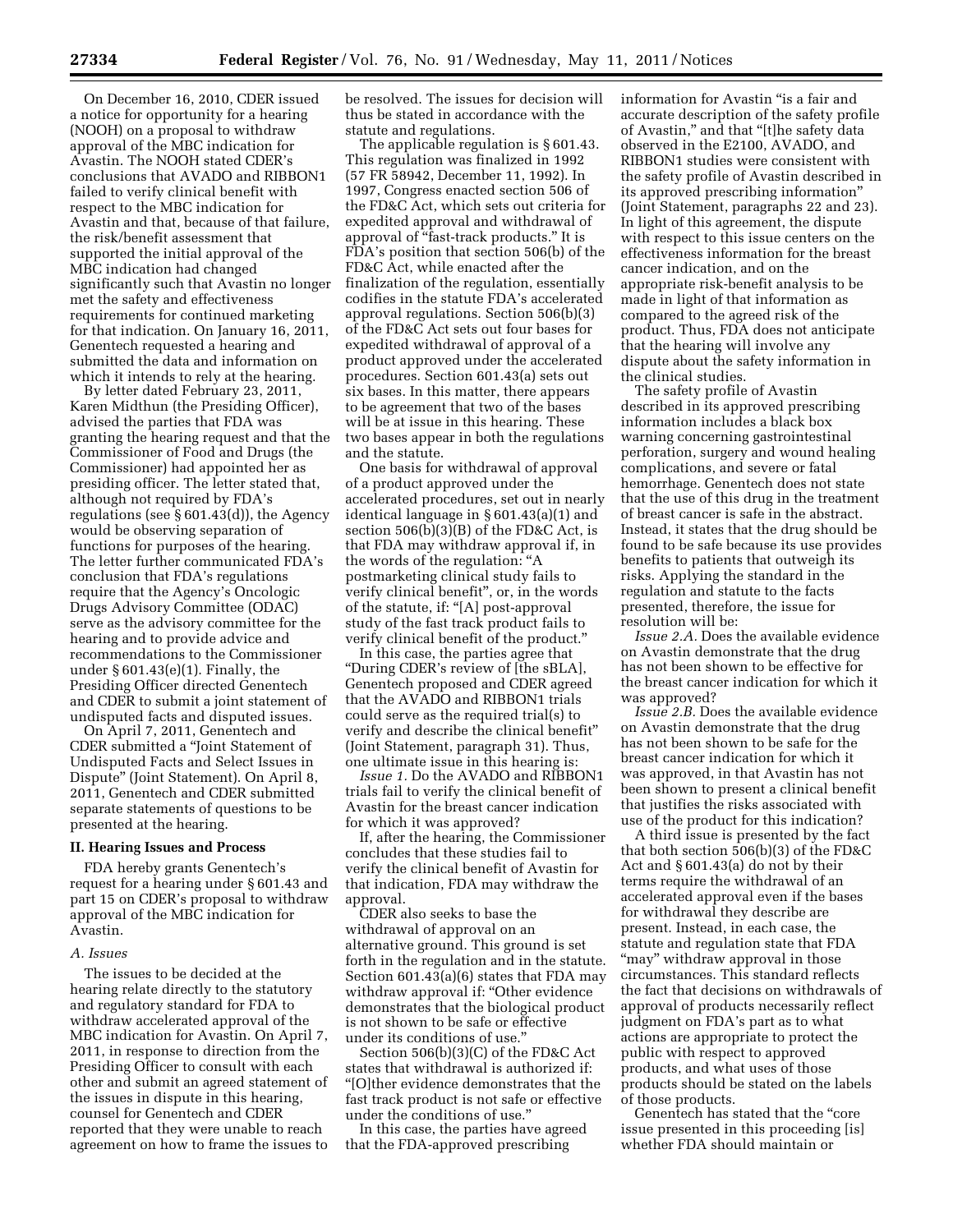On December 16, 2010, CDER issued a notice for opportunity for a hearing (NOOH) on a proposal to withdraw approval of the MBC indication for Avastin. The NOOH stated CDER's conclusions that AVADO and RIBBON1 failed to verify clinical benefit with respect to the MBC indication for Avastin and that, because of that failure, the risk/benefit assessment that supported the initial approval of the MBC indication had changed significantly such that Avastin no longer met the safety and effectiveness requirements for continued marketing for that indication. On January 16, 2011, Genentech requested a hearing and submitted the data and information on which it intends to rely at the hearing.

By letter dated February 23, 2011, Karen Midthun (the Presiding Officer), advised the parties that FDA was granting the hearing request and that the Commissioner of Food and Drugs (the Commissioner) had appointed her as presiding officer. The letter stated that, although not required by FDA's regulations (see § 601.43(d)), the Agency would be observing separation of functions for purposes of the hearing. The letter further communicated FDA's conclusion that FDA's regulations require that the Agency's Oncologic Drugs Advisory Committee (ODAC) serve as the advisory committee for the hearing and to provide advice and recommendations to the Commissioner under § 601.43(e)(1). Finally, the Presiding Officer directed Genentech and CDER to submit a joint statement of undisputed facts and disputed issues.

On April 7, 2011, Genentech and CDER submitted a "Joint Statement of Undisputed Facts and Select Issues in Dispute" (Joint Statement). On April 8, 2011, Genentech and CDER submitted separate statements of questions to be presented at the hearing.

## II. Hearing Issues and Process

FDA hereby grants Genentech's request for a hearing under § 601.43 and part 15 on CDER's proposal to withdraw approval of the MBC indication for Avastin.

### A. Issues

The issues to be decided at the hearing relate directly to the statutory and regulatory standard for FDA to withdraw accelerated approval of the MBC indication for Avastin. On April 7, 2011, in response to direction from the Presiding Officer to consult with each other and submit an agreed statement of the issues in dispute in this hearing, counsel for Genentech and CDER reported that they were unable to reach agreement on how to frame the issues to be resolved. The issues for decision will thus be stated in accordance with the statute and regulations.

The applicable regulation is § 601.43. This regulation was finalized in 1992 (57 FR 58942, December 11, 1992). In 1997, Congress enacted section 506 of the FD&C Act, which sets out criteria for expedited approval and withdrawal of approval of "fast-track products." It is FDA's position that section 506(b) of the FD&C Act, while enacted after the finalization of the regulation, essentially codifies in the statute FDA's accelerated approval regulations. Section 506(b)(3) of the FD&C Act sets out four bases for expedited withdrawal of approval of a product approved under the accelerated procedures. Section 601.43(a) sets out six bases. In this matter, there appears to be agreement that two of the bases will be at issue in this hearing. These two bases appear in both the regulations and the statute.

One basis for withdrawal of approval of a product approved under the accelerated procedures, set out in nearly identical language in § 601.43(a)(1) and section 506(b)(3)(B) of the FD&C Act, is that FDA may withdraw approval if, in the words of the regulation: "A postmarketing clinical study fails to verify clinical benefit", or, in the words of the statute, if: "[A] post-approval study of the fast track product fails to verify clinical benefit of the product."

In this case, the parties agree that "During CDER's review of [the sBLA], Genentech proposed and CDER agreed that the AVADO and RIBBON1 trials could serve as the required trial(s) to verify and describe the clinical benefit" (Joint Statement, paragraph 31). Thus, one ultimate issue in this hearing is:

*Issue 1.* Do the AVADO and RIBBON1 trials fail to verify the clinical benefit of Avastin for the breast cancer indication for which it was approved?

If, after the hearing, the Commissioner concludes that these studies fail to verify the clinical benefit of Avastin for that indication, FDA may withdraw the approval.

CDER also seeks to base the withdrawal of approval on an alternative ground. This ground is set forth in the regulation and in the statute. Section 601.43(a)(6) states that FDA may withdraw approval if: "Other evidence demonstrates that the biological product is not shown to be safe or effective under its conditions of use."

Section 506(b)(3)(C) of the FD&C Act states that withdrawal is authorized if: "[O]ther evidence demonstrates that the fast track product is not safe or effective under the conditions of use."

In this case, the parties have agreed that the FDA-approved prescribing information for Avastin "is a fair and accurate description of the safety profile of Avastin," and that "[t]he safety data observed in the E2100, AVADO, and RIBBON1 studies were consistent with the safety profile of Avastin described in its approved prescribing information" (Joint Statement, paragraphs 22 and 23). In light of this agreement, the dispute with respect to this issue centers on the effectiveness information for the breast cancer indication, and on the appropriate risk-benefit analysis to be made in light of that information as compared to the agreed risk of the product. Thus, FDA does not anticipate that the hearing will involve any dispute about the safety information in the clinical studies.

The safety profile of Avastin described in its approved prescribing information includes a black box warning concerning gastrointestinal perforation, surgery and wound healing complications, and severe or fatal hemorrhage. Genentech does not state that the use of this drug in the treatment of breast cancer is safe in the abstract. Instead, it states that the drug should be found to be safe because its use provides benefits to patients that outweigh its risks. Applying the standard in the regulation and statute to the facts presented, therefore, the issue for resolution will be:

*Issue 2.A.* Does the available evidence on Avastin demonstrate that the drug has not been shown to be effective for the breast cancer indication for which it was approved?

*Issue 2.B.* Does the available evidence on Avastin demonstrate that the drug has not been shown to be safe for the breast cancer indication for which it was approved, in that Avastin has not been shown to present a clinical benefit that justifies the risks associated with use of the product for this indication?

A third issue is presented by the fact that both section 506(b)(3) of the FD&C Act and § 601.43(a) do not by their terms require the withdrawal of an accelerated approval even if the bases for withdrawal they describe are present. Instead, in each case, the statute and regulation state that FDA "may" withdraw approval in those circumstances. This standard reflects the fact that decisions on withdrawals of approval of products necessarily reflect judgment on FDA's part as to what actions are appropriate to protect the public with respect to approved products, and what uses of those products should be stated on the labels of those products.

Genentech has stated that the "core issue presented in this proceeding [is] whether FDA should maintain or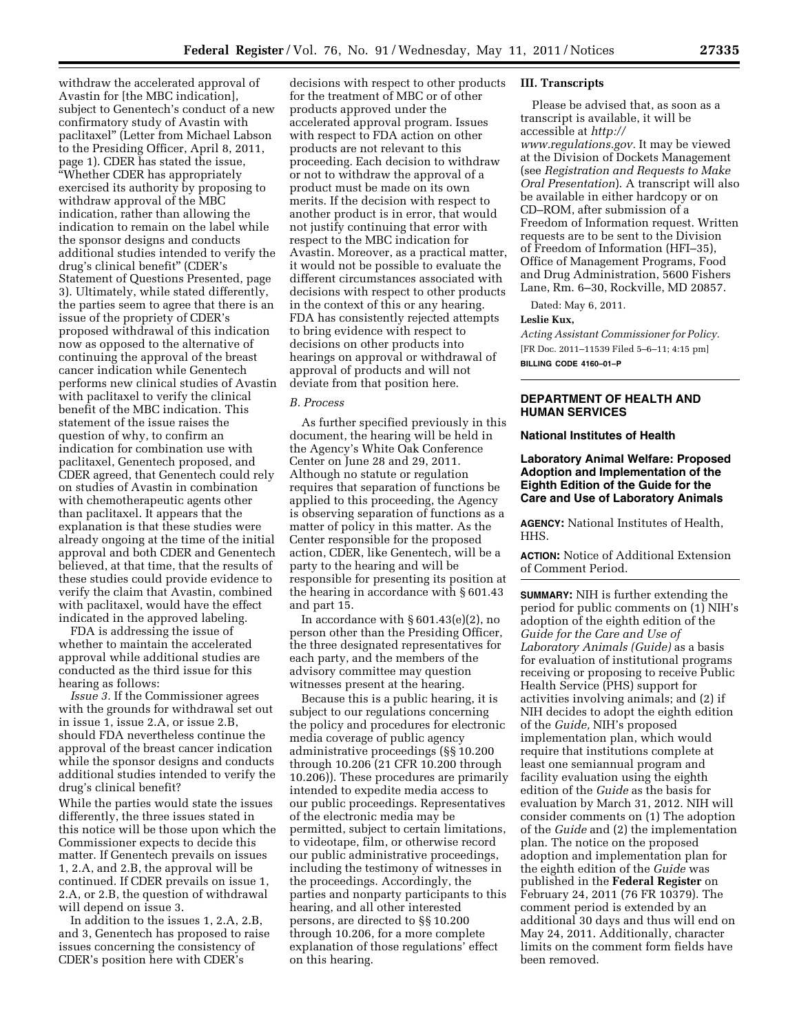withdraw the accelerated approval of Avastin for [the MBC indication], subject to Genentech's conduct of a new confirmatory study of Avastin with paclitaxel" (Letter from Michael Labson to the Presiding Officer, April 8, 2011, page 1). CDER has stated the issue, "Whether CDER has appropriately exercised its authority by proposing to withdraw approval of the MBC indication, rather than allowing the indication to remain on the label while the sponsor designs and conducts additional studies intended to verify the drug's clinical benefit" (CDER's Statement of Questions Presented, page 3). Ultimately, while stated differently, the parties seem to agree that there is an issue of the propriety of CDER's proposed withdrawal of this indication now as opposed to the alternative of continuing the approval of the breast cancer indication while Genentech performs new clinical studies of Avastin with paclitaxel to verify the clinical benefit of the MBC indication. This statement of the issue raises the question of why, to confirm an indication for combination use with paclitaxel, Genentech proposed, and CDER agreed, that Genentech could rely on studies of Avastin in combination with chemotherapeutic agents other than paclitaxel. It appears that the explanation is that these studies were already ongoing at the time of the initial approval and both CDER and Genentech believed, at that time, that the results of these studies could provide evidence to verify the claim that Avastin, combined with paclitaxel, would have the effect indicated in the approved labeling.

FDA is addressing the issue of whether to maintain the accelerated approval while additional studies are conducted as the third issue for this hearing as follows:

*Issue 3.* If the Commissioner agrees with the grounds for withdrawal set out in issue 1, issue 2.A, or issue 2.B, should FDA nevertheless continue the approval of the breast cancer indication while the sponsor designs and conducts additional studies intended to verify the drug's clinical benefit?

While the parties would state the issues differently, the three issues stated in this notice will be those upon which the Commissioner expects to decide this matter. If Genentech prevails on issues 1, 2.A, and 2.B, the approval will be continued. If CDER prevails on issue 1, 2.A, or 2.B, the question of withdrawal will depend on issue 3.

In addition to the issues 1, 2.A, 2.B, and 3, Genentech has proposed to raise issues concerning the consistency of CDER's position here with CDER's decisions with respect to other products for the treatment of MBC or of other products approved under the accelerated approval program. Issues with respect to FDA action on other products are not relevant to this proceeding. Each decision to withdraw or not to withdraw the approval of a product must be made on its own merits. If the decision with respect to another product is in error, that would not justify continuing that error with respect to the MBC indication for Avastin. Moreover, as a practical matter, it would not be possible to evaluate the different circumstances associated with decisions with respect to other products in the context of this or any hearing. FDA has consistently rejected attempts to bring evidence with respect to decisions on other products into hearings on approval or withdrawal of approval of products and will not deviate from that position here.

### *B. Process*

As further specified previously in this document, the hearing will be held in the Agency's White Oak Conference Center on June 28 and 29, 2011. Although no statute or regulation requires that separation of functions be applied to this proceeding, the Agency is observing separation of functions as a matter of policy in this matter. As the Center responsible for the proposed action, CDER, like Genentech, will be a party to the hearing and will be responsible for presenting its position at the hearing in accordance with § 601.43 and part 15.

In accordance with § 601.43(e)(2), no person other than the Presiding Officer, the three designated representatives for each party, and the members of the advisory committee may question witnesses present at the hearing.

Because this is a public hearing, it is subject to our regulations concerning the policy and procedures for electronic media coverage of public agency administrative proceedings (§§ 10.200 through 10.206 (21 CFR 10.200 through 10.206)). These procedures are primarily intended to expedite media access to our public proceedings. Representatives of the electronic media may be permitted, subject to certain limitations, to videotape, film, or otherwise record our public administrative proceedings, including the testimony of witnesses in the proceedings. Accordingly, the parties and nonparty participants to this hearing, and all other interested persons, are directed to §§ 10.200 through 10.206, for a more complete explanation of those regulations' effect on this hearing.

## III. Transcripts

Please be advised that, as soon as a transcript is available, it will be accessible at *http://www.regulations.gov.* It may be viewed at the Division of Dockets Management (see *Registration and Requests to Make Oral Presentation*). A transcript will also be available in either hardcopy or on CD–ROM, after submission of a Freedom of Information request. Written requests are to be sent to the Division of Freedom of Information (HFI–35), Office of Management Programs, Food and Drug Administration, 5600 Fishers Lane, Rm. 6–30, Rockville, MD 20857.

Dated: May 6, 2011.

**Leslie Kux,**

*Acting Assistant Commissioner for Policy.*

[FR Doc. 2011–11539 Filed 5–6–11; 4:15 pm]

**BILLING CODE 4160–01–P**

---

# DEPARTMENT OF HEALTH AND HUMAN SERVICES

## National Institutes of Health

## Laboratory Animal Welfare: Proposed Adoption and Implementation of the Eighth Edition of the Guide for the Care and Use of Laboratory Animals

**AGENCY:** National Institutes of Health, HHS.

**ACTION:** Notice of Additional Extension of Comment Period.

**SUMMARY:** NIH is further extending the period for public comments on (1) NIH's adoption of the eighth edition of the *Guide for the Care and Use of Laboratory Animals (Guide)* as a basis for evaluation of institutional programs receiving or proposing to receive Public Health Service (PHS) support for activities involving animals; and (2) if NIH decides to adopt the eighth edition of the *Guide,* NIH's proposed implementation plan, which would require that institutions complete at least one semiannual program and facility evaluation using the eighth edition of the *Guide* as the basis for evaluation by March 31, 2012. NIH will consider comments on (1) The adoption of the *Guide* and (2) the implementation plan. The notice on the proposed adoption and implementation plan for the eighth edition of the *Guide* was published in the **Federal Register** on February 24, 2011 (76 FR 10379). The comment period is extended by an additional 30 days and thus will end on May 24, 2011. Additionally, character limits on the comment form fields have been removed.